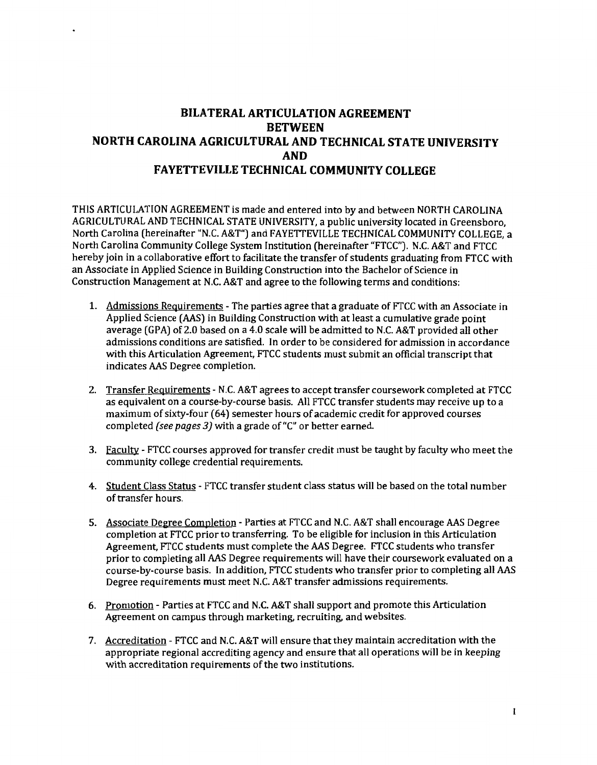# BILATERAL ARTICULATION AGREEMENT BETWEEN NORTH CAROLINA AGRICULTURAL AND TECHNICAL STATE UNIVERSITY AND FAYETTEVILLE TECHNICAL COMMUNITY COLLEGE

THIS ARTICULATION AGREEMENT is made and entered into by and between NORTH CAROLINA AGRICULTURAL AND TECHNICAL STATE UNIVERSITY, a public university located in Greensboro, North Carolina (hereinafter "N.C. A&T") and FAYETTEVILLE TECHNICAL COMMUNITY COLLEGE, a North Carolina Community College System Institution (hereinafter "FTCC"). N.C. A&T and FTCC hereby join in a collaborative effort to facilitate the transfer of students graduating from FTCC with an Associate in Applied Science in Building Construction into the Bachelor of Science in Construction Management at N.C. A&T and agree to the following terms and conditions:

1. Admissions Requirements - The parties agree that a graduate of FTCC with an Associate in Applied Science (AAS) in Building Construction with at least a cumulative grade point average (GPA) of 2.0 based on a 4.0 scale will be admitted to N.C. A&T provided all other admissions conditions are satisfied. In order to be considered for admission in accordance with this Articulation Agreement, FTCC students must submit an official transcript that indicates AAS Degree completion.

2. Transfer Requirements - N.C. A&T agrees to accept transfer coursework completed at FTCC as equivalent on a course-by-course basis. All FTCC transfer students may receive up to a maximum of sixty-four (64) semester hours of academic credit for approved courses completed *(see pages 3)* with a grade of "C" or better earned.

3. Faculty - FTCC courses approved for transfer credit must be taught by faculty who meet the community college credential requirements.

4. Student Class Status - FTCC transfer student class status will be based on the total number of transfer hours.

5. Associate Degree Completion - Parties at FTCC and N.C. A&T shall encourage AAS Degree completion at FTCC prior to transferring. To be eligible for inclusion in this Articulation Agreement, FTCC students must complete the AAS Degree. FTCC students who transfer prior to completing all AAS Degree requirements will have their coursework evaluated on a course-by-course basis. In addition, FTCC students who transfer prior to completing all AAS Degree requirements must meet N.C. A&T transfer admissions requirements.

6. Promotion - Parties at FTCC and N.C. A&T shall support and promote this Articulation Agreement on campus through marketing, recruiting, and websites.

7. Accreditation - FTCC and N.C. A&T will ensure that they maintain accreditation with the appropriate regional accrediting agency and ensure that all operations will be in keeping with accreditation requirements of the two institutions.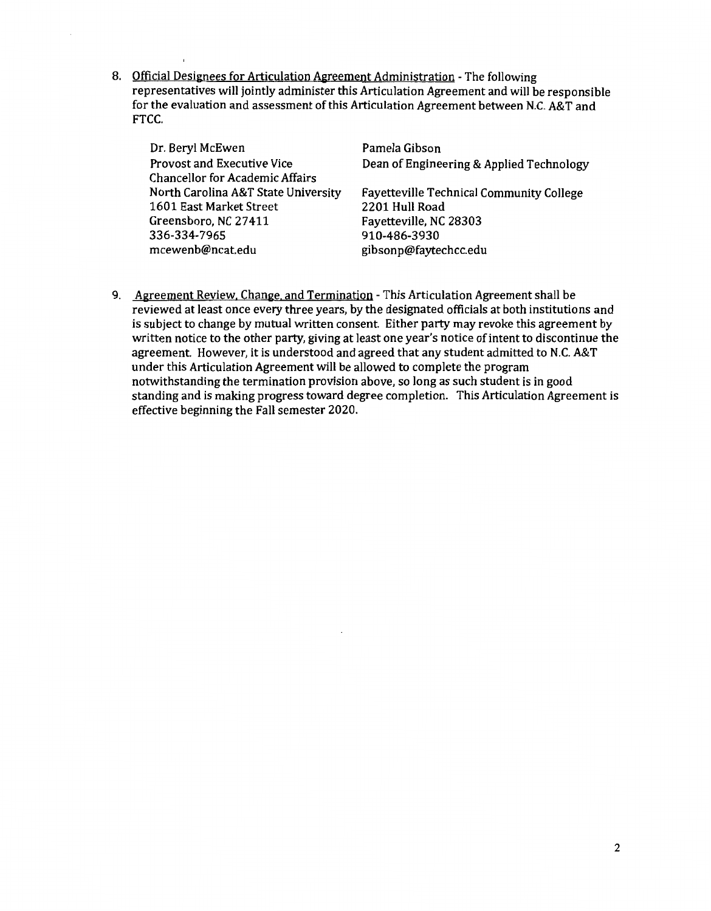8. <u>Official Designees for Articulation Agreement Administration</u> - The following representatives will jointly administer this Articulation Agreement and will be responsible for the evaluation and assessment of this Articulation Agreement between N.C. A&T and FTCC.

   Dr. Beryl McEwen
   Provost and Executive Vice Chancellor for Academic Affairs
   North Carolina A&T State University
   1601 East Market Street
   Greensboro, NC 27411
   336-334-7965
   mcewenb@ncat.edu

   Pamela Gibson
   Dean of Engineering & Applied Technology
   Fayetteville Technical Community College
   2201 Hull Road
   Fayetteville, NC 28303
   910-486-3930
   gibsonp@faytechcc.edu

9. <u>Agreement Review, Change, and Termination</u> - This Articulation Agreement shall be reviewed at least once every three years, by the designated officials at both institutions and is subject to change by mutual written consent. Either party may revoke this agreement by written notice to the other party, giving at least one year's notice of intent to discontinue the agreement. However, it is understood and agreed that any student admitted to N.C. A&T under this Articulation Agreement will be allowed to complete the program notwithstanding the termination provision above, so long as such student is in good standing and is making progress toward degree completion. This Articulation Agreement is effective beginning the Fall semester 2020.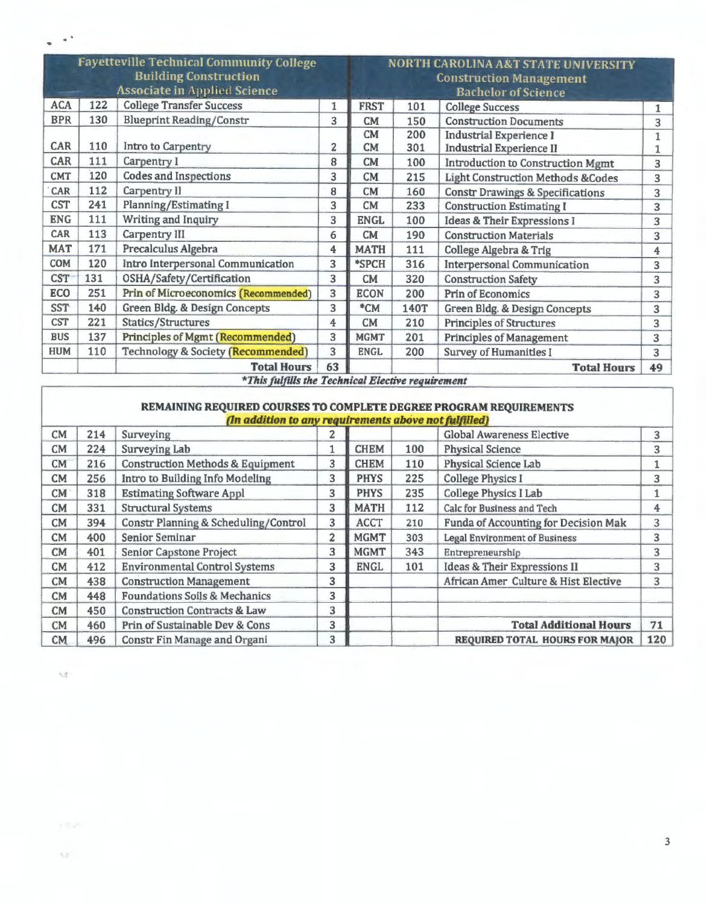| Fayetteville Technical Community College Building Construction Associate in Applied Science | | | | NORTH CAROLINA A&T STATE UNIVERSITY Construction Management Bachelor of Science | | | |
|---|---|---|---|---|---|---|---|
| ACA | 122 | College Transfer Success | 1 | FRST | 101 | College Success | 1 |
| BPR | 130 | Blueprint Reading/Constr | 3 | CM | 150 | Construction Documents | 3 |
| CAR | 110 | Intro to Carpentry | 2 | CM<br>CM | 200<br>301 | Industrial Experience I<br>Industrial Experience II | 1<br>1 |
| CAR | 111 | Carpentry I | 8 | CM | 100 | Introduction to Construction Mgmt | 3 |
| CMT | 120 | Codes and Inspections | 3 | CM | 215 | Light Construction Methods &Codes | 3 |
| CAR | 112 | Carpentry II | 8 | CM | 160 | Constr Drawings & Specifications | 3 |
| CST | 241 | Planning/Estimating I | 3 | CM | 233 | Construction Estimating I | 3 |
| ENG | 111 | Writing and Inquiry | 3 | ENGL | 100 | Ideas & Their Expressions I | 3 |
| CAR | 113 | Carpentry III | 6 | CM | 190 | Construction Materials | 3 |
| MAT | 171 | Precalculus Algebra | 4 | MATH | 111 | College Algebra & Trig | 4 |
| COM | 120 | Intro Interpersonal Communication | 3 | *SPCH | 316 | Interpersonal Communication | 3 |
| CST | 131 | OSHA/Safety/Certification | 3 | CM | 320 | Construction Safety | 3 |
| ECO | 251 | Prin of Microeconomics (Recommended) | 3 | ECON | 200 | Prin of Economics | 3 |
| SST | 140 | Green Bldg. & Design Concepts | 3 | *CM | 140T | Green Bldg. & Design Concepts | 3 |
| CST | 221 | Statics/Structures | 4 | CM | 210 | Principles of Structures | 3 |
| BUS | 137 | Principles of Mgmt (Recommended) | 3 | MGMT | 201 | Principles of Management | 3 |
| HUM | 110 | Technology & Society (Recommended) | 3 | ENGL | 200 | Survey of Humanities I | 3 |
| | | **Total Hours** | **63** | | | **Total Hours** | **49** |

***This fulfills the Technical Elective requirement***

| REMAINING REQUIRED COURSES TO COMPLETE DEGREE PROGRAM REQUIREMENTS *(In addition to any requirements above not fulfilled)* | | | | | | | |
|---|---|---|---|---|---|---|---|
| CM | 214 | Surveying | 2 | | | Global Awareness Elective | 3 |
| CM | 224 | Surveying Lab | 1 | CHEM | 100 | Physical Science | 3 |
| CM | 216 | Construction Methods & Equipment | 3 | CHEM | 110 | Physical Science Lab | 1 |
| CM | 256 | Intro to Building Info Modeling | 3 | PHYS | 225 | College Physics I | 3 |
| CM | 318 | Estimating Software Appl | 3 | PHYS | 235 | College Physics I Lab | 1 |
| CM | 331 | Structural Systems | 3 | MATH | 112 | Calc for Business and Tech | 4 |
| CM | 394 | Constr Planning & Scheduling/Control | 3 | ACCT | 210 | Funda of Accounting for Decision Mak | 3 |
| CM | 400 | Senior Seminar | 2 | MGMT | 303 | Legal Environment of Business | 3 |
| CM | 401 | Senior Capstone Project | 3 | MGMT | 343 | Entrepreneurship | 3 |
| CM | 412 | Environmental Control Systems | 3 | ENGL | 101 | Ideas & Their Expressions II | 3 |
| CM | 438 | Construction Management | 3 | | | African Amer Culture & Hist Elective | 3 |
| CM | 448 | Foundations Soils & Mechanics | 3 | | | | |
| CM | 450 | Construction Contracts & Law | 3 | | | | |
| CM | 460 | Prin of Sustainable Dev & Cons | 3 | | | **Total Additional Hours** | **71** |
| CM | 496 | Constr Fin Manage and Organi | 3 | | | **REQUIRED TOTAL HOURS FOR MAJOR** | **120** |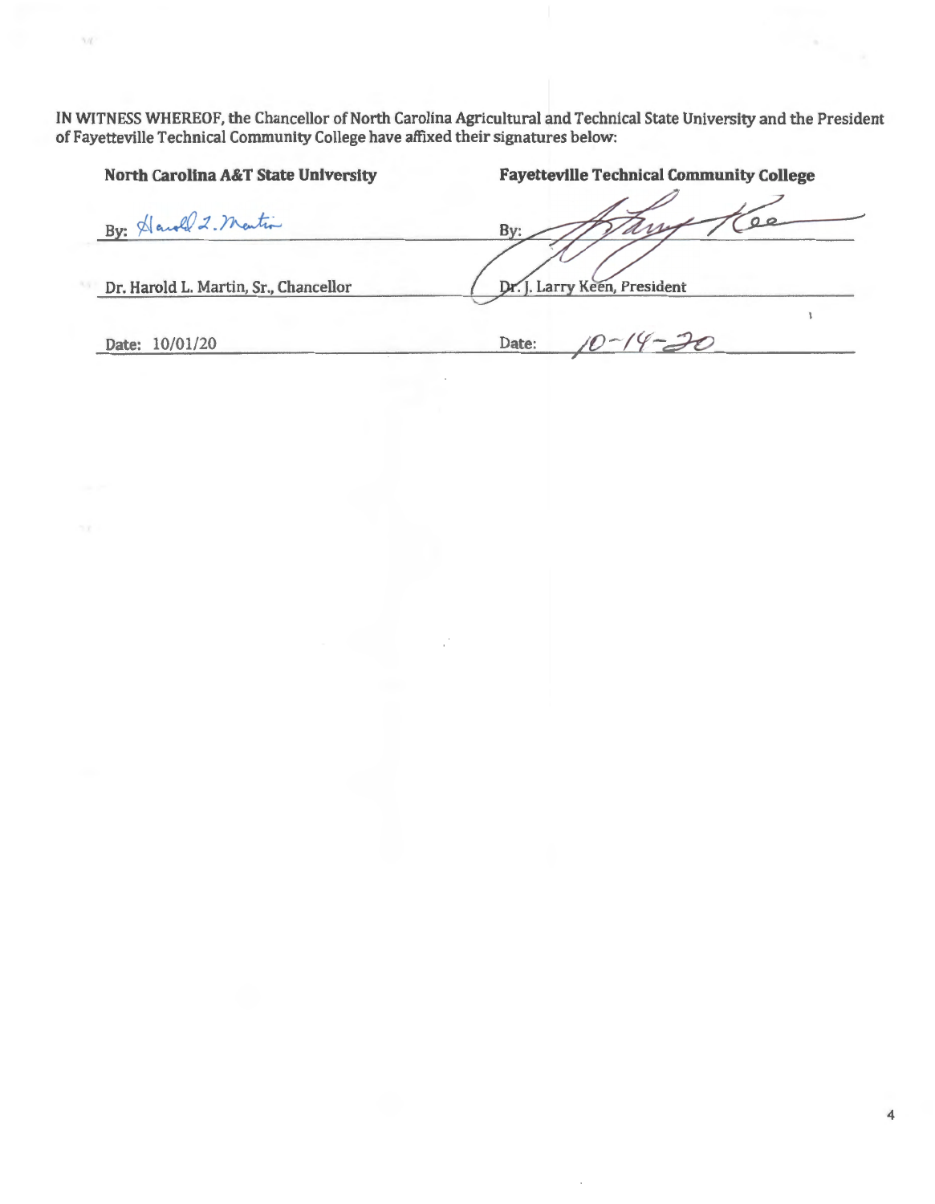**IN WITNESS WHEREOF, the Chancellor of North Carolina Agricultural and Technical State University and the President of Fayetteville Technical Community College have affixed their signatures below:**

| **North Carolina A&T State University** | **Fayetteville Technical Community College** |
| --- | --- |
| By: Harold L. Martin | By: Larry Keen |
| Dr. Harold L. Martin, Sr., Chancellor | Dr. J. Larry Keen, President |
| Date: 10/01/20 | Date: 10-14-20 |